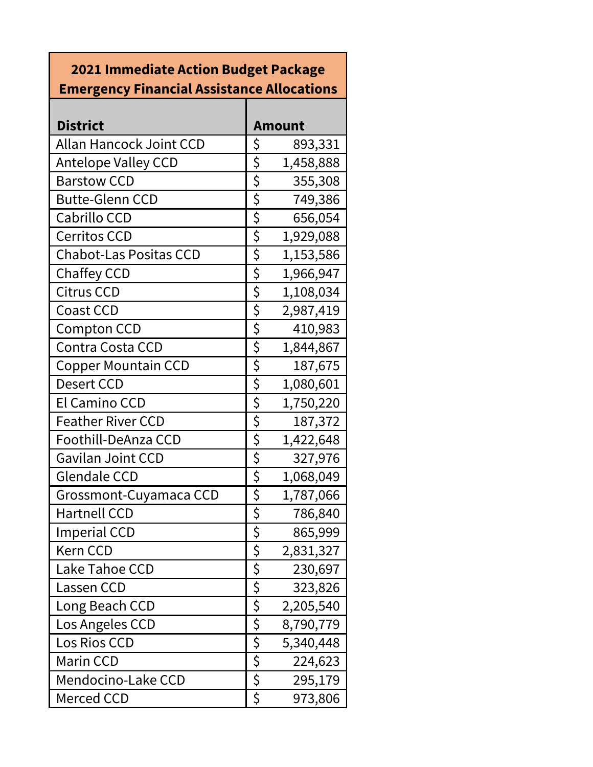| 2021 Immediate Action Budget Package Emergency Financial Assistance Allocations | |
|---|---|
| **District** | **Amount** |
| Allan Hancock Joint CCD | $ 893,331 |
| Antelope Valley CCD | $ 1,458,888 |
| Barstow CCD | $ 355,308 |
| Butte-Glenn CCD | $ 749,386 |
| Cabrillo CCD | $ 656,054 |
| Cerritos CCD | $ 1,929,088 |
| Chabot-Las Positas CCD | $ 1,153,586 |
| Chaffey CCD | $ 1,966,947 |
| Citrus CCD | $ 1,108,034 |
| Coast CCD | $ 2,987,419 |
| Compton CCD | $ 410,983 |
| Contra Costa CCD | $ 1,844,867 |
| Copper Mountain CCD | $ 187,675 |
| Desert CCD | $ 1,080,601 |
| El Camino CCD | $ 1,750,220 |
| Feather River CCD | $ 187,372 |
| Foothill-DeAnza CCD | $ 1,422,648 |
| Gavilan Joint CCD | $ 327,976 |
| Glendale CCD | $ 1,068,049 |
| Grossmont-Cuyamaca CCD | $ 1,787,066 |
| Hartnell CCD | $ 786,840 |
| Imperial CCD | $ 865,999 |
| Kern CCD | $ 2,831,327 |
| Lake Tahoe CCD | $ 230,697 |
| Lassen CCD | $ 323,826 |
| Long Beach CCD | $ 2,205,540 |
| Los Angeles CCD | $ 8,790,779 |
| Los Rios CCD | $ 5,340,448 |
| Marin CCD | $ 224,623 |
| Mendocino-Lake CCD | $ 295,179 |
| Merced CCD | $ 973,806 |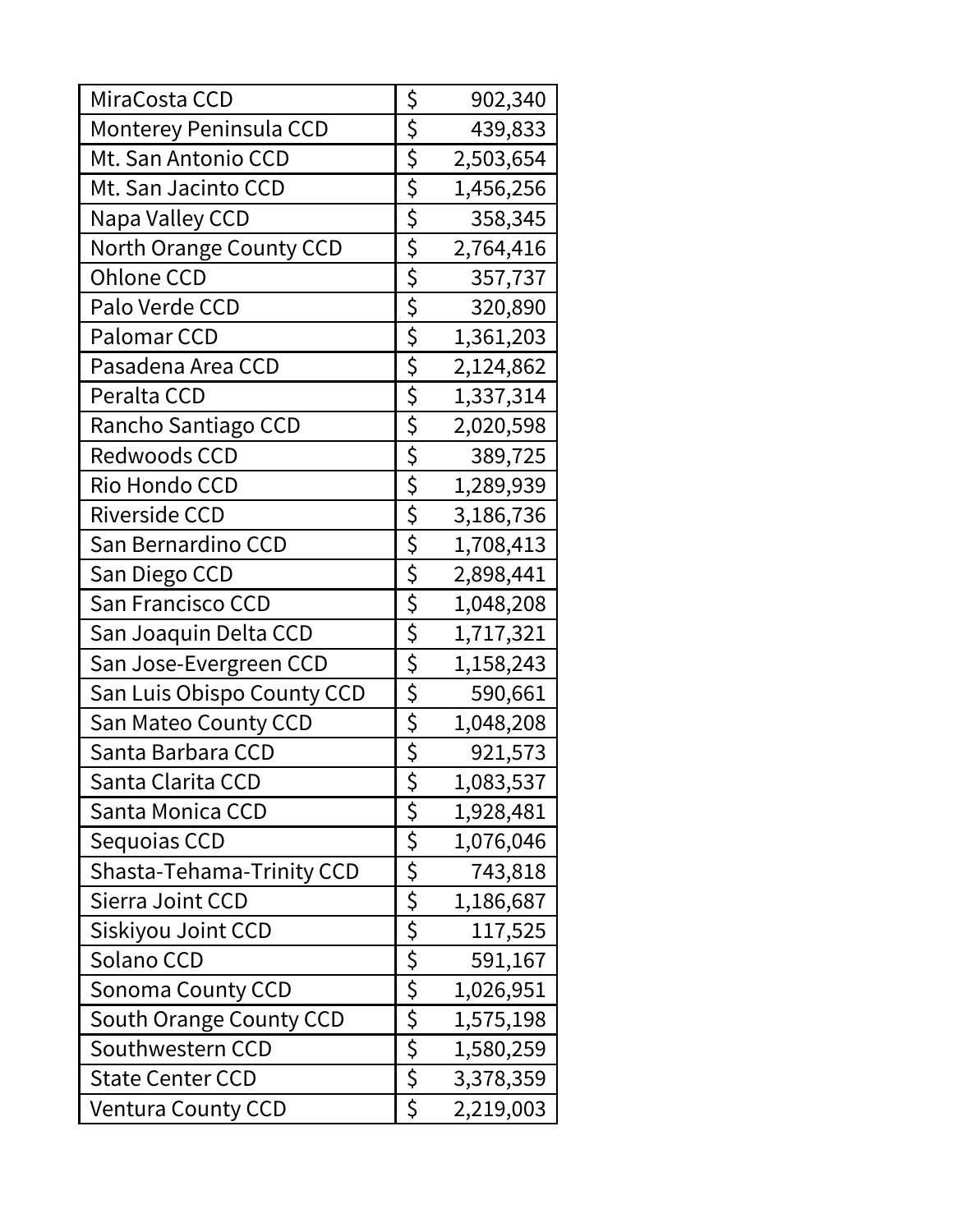| | |
|---|---|
| MiraCosta CCD | $ 902,340 |
| Monterey Peninsula CCD | $ 439,833 |
| Mt. San Antonio CCD | $ 2,503,654 |
| Mt. San Jacinto CCD | $ 1,456,256 |
| Napa Valley CCD | $ 358,345 |
| North Orange County CCD | $ 2,764,416 |
| Ohlone CCD | $ 357,737 |
| Palo Verde CCD | $ 320,890 |
| Palomar CCD | $ 1,361,203 |
| Pasadena Area CCD | $ 2,124,862 |
| Peralta CCD | $ 1,337,314 |
| Rancho Santiago CCD | $ 2,020,598 |
| Redwoods CCD | $ 389,725 |
| Rio Hondo CCD | $ 1,289,939 |
| Riverside CCD | $ 3,186,736 |
| San Bernardino CCD | $ 1,708,413 |
| San Diego CCD | $ 2,898,441 |
| San Francisco CCD | $ 1,048,208 |
| San Joaquin Delta CCD | $ 1,717,321 |
| San Jose-Evergreen CCD | $ 1,158,243 |
| San Luis Obispo County CCD | $ 590,661 |
| San Mateo County CCD | $ 1,048,208 |
| Santa Barbara CCD | $ 921,573 |
| Santa Clarita CCD | $ 1,083,537 |
| Santa Monica CCD | $ 1,928,481 |
| Sequoias CCD | $ 1,076,046 |
| Shasta-Tehama-Trinity CCD | $ 743,818 |
| Sierra Joint CCD | $ 1,186,687 |
| Siskiyou Joint CCD | $ 117,525 |
| Solano CCD | $ 591,167 |
| Sonoma County CCD | $ 1,026,951 |
| South Orange County CCD | $ 1,575,198 |
| Southwestern CCD | $ 1,580,259 |
| State Center CCD | $ 3,378,359 |
| Ventura County CCD | $ 2,219,003 |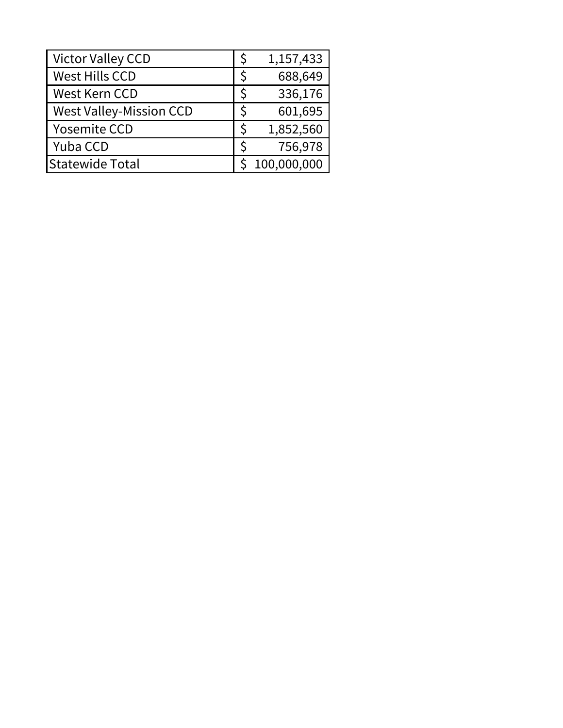| | |
|---|---|
| Victor Valley CCD | $ 1,157,433 |
| West Hills CCD | $ 688,649 |
| West Kern CCD | $ 336,176 |
| West Valley-Mission CCD | $ 601,695 |
| Yosemite CCD | $ 1,852,560 |
| Yuba CCD | $ 756,978 |
| Statewide Total | $ 100,000,000 |